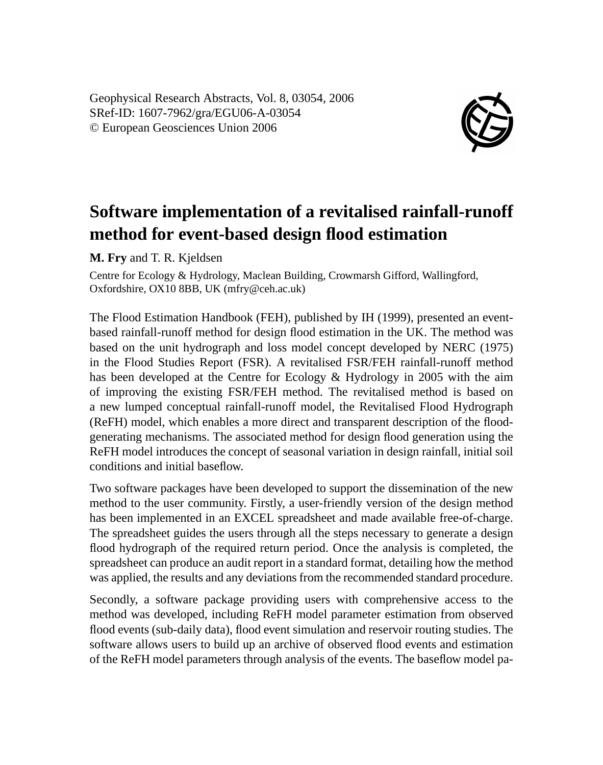Geophysical Research Abstracts, Vol. 8, 03054, 2006
SRef-ID: 1607-7962/gra/EGU06-A-03054
© European Geosciences Union 2006

# Software implementation of a revitalised rainfall-runoff method for event-based design flood estimation

**M. Fry** and T. R. Kjeldsen

Centre for Ecology & Hydrology, Maclean Building, Crowmarsh Gifford, Wallingford, Oxfordshire, OX10 8BB, UK (mfry@ceh.ac.uk)

The Flood Estimation Handbook (FEH), published by IH (1999), presented an event-based rainfall-runoff method for design flood estimation in the UK. The method was based on the unit hydrograph and loss model concept developed by NERC (1975) in the Flood Studies Report (FSR). A revitalised FSR/FEH rainfall-runoff method has been developed at the Centre for Ecology & Hydrology in 2005 with the aim of improving the existing FSR/FEH method. The revitalised method is based on a new lumped conceptual rainfall-runoff model, the Revitalised Flood Hydrograph (ReFH) model, which enables a more direct and transparent description of the flood-generating mechanisms. The associated method for design flood generation using the ReFH model introduces the concept of seasonal variation in design rainfall, initial soil conditions and initial baseflow.

Two software packages have been developed to support the dissemination of the new method to the user community. Firstly, a user-friendly version of the design method has been implemented in an EXCEL spreadsheet and made available free-of-charge. The spreadsheet guides the users through all the steps necessary to generate a design flood hydrograph of the required return period. Once the analysis is completed, the spreadsheet can produce an audit report in a standard format, detailing how the method was applied, the results and any deviations from the recommended standard procedure.

Secondly, a software package providing users with comprehensive access to the method was developed, including ReFH model parameter estimation from observed flood events (sub-daily data), flood event simulation and reservoir routing studies. The software allows users to build up an archive of observed flood events and estimation of the ReFH model parameters through analysis of the events. The baseflow model pa-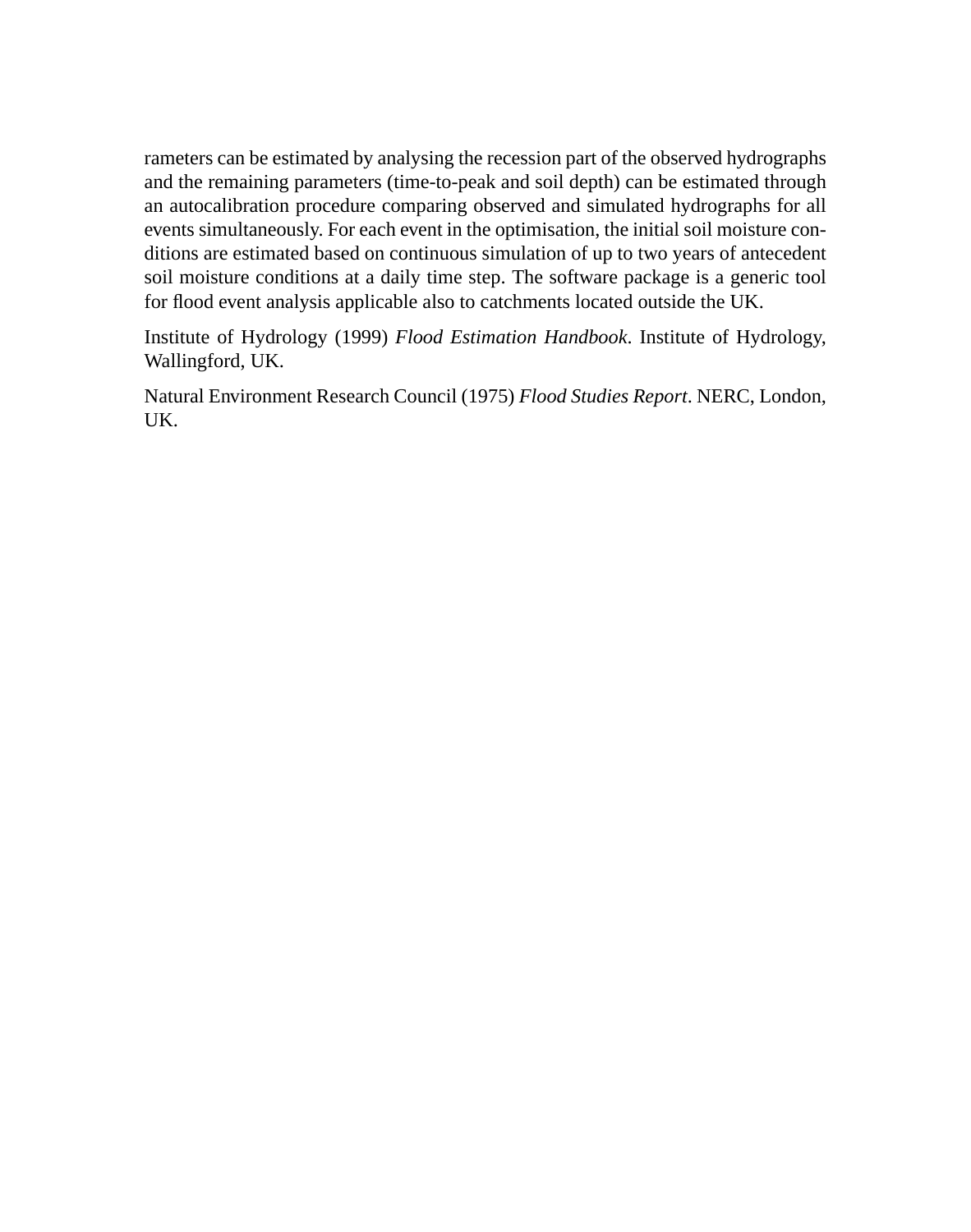rameters can be estimated by analysing the recession part of the observed hydrographs and the remaining parameters (time-to-peak and soil depth) can be estimated through an autocalibration procedure comparing observed and simulated hydrographs for all events simultaneously. For each event in the optimisation, the initial soil moisture conditions are estimated based on continuous simulation of up to two years of antecedent soil moisture conditions at a daily time step. The software package is a generic tool for flood event analysis applicable also to catchments located outside the UK.

Institute of Hydrology (1999) *Flood Estimation Handbook*. Institute of Hydrology, Wallingford, UK.

Natural Environment Research Council (1975) *Flood Studies Report*. NERC, London, UK.